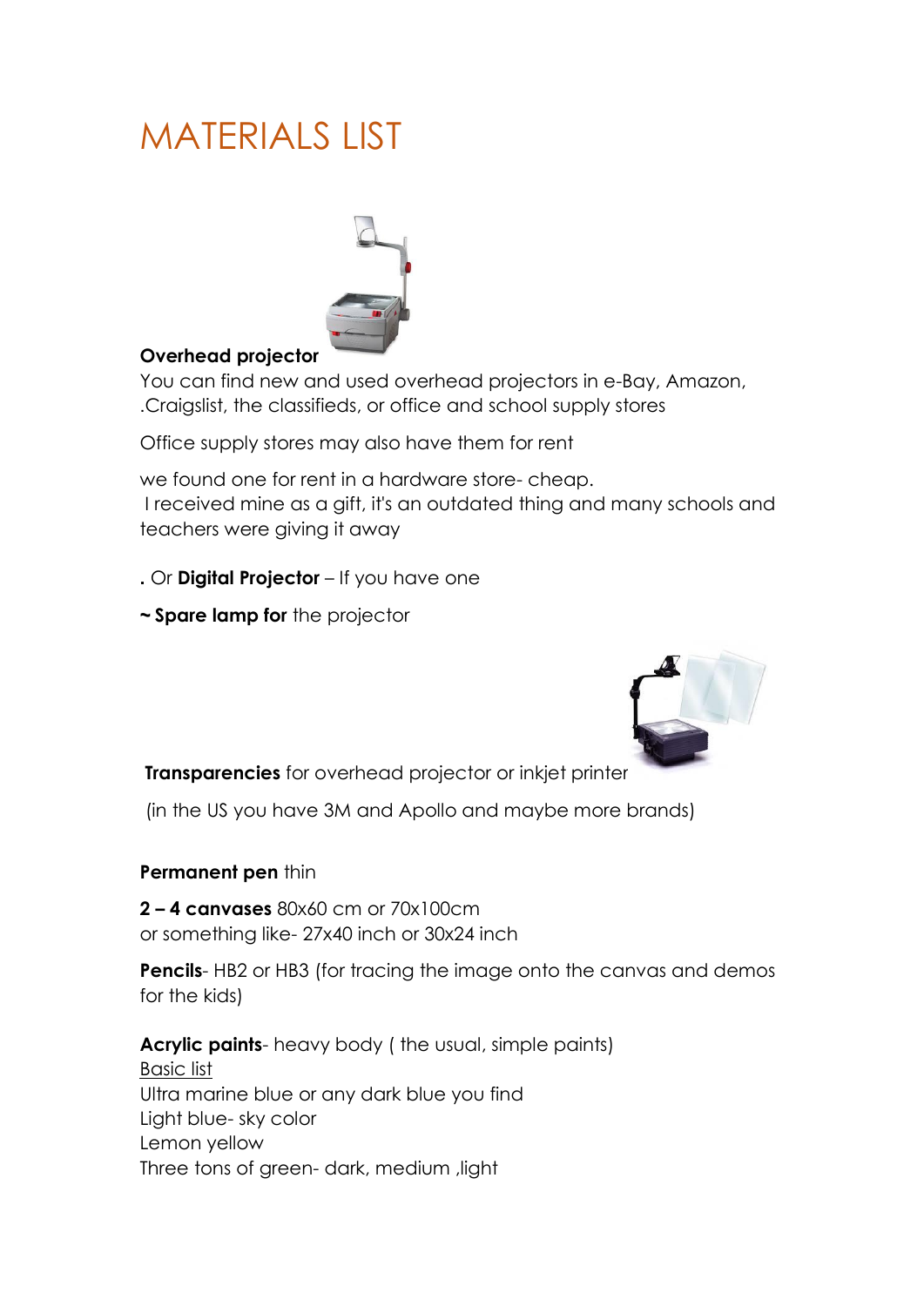# MATERIALS LIST

**Overhead projector**

You can find new and used overhead projectors in e-Bay, Amazon, .Craigslist, the classifieds, or office and school supply stores

Office supply stores may also have them for rent

we found one for rent in a hardware store- cheap.
I received mine as a gift, it's an outdated thing and many schools and teachers were giving it away

**.** Or **Digital Projector** – If you have one

**~ Spare lamp for** the projector

**Transparencies** for overhead projector or inkjet printer

(in the US you have 3M and Apollo and maybe more brands)

**Permanent pen** thin

**2 – 4 canvases** 80x60 cm or 70x100cm
or something like- 27x40 inch or 30x24 inch

**Pencils**- HB2 or HB3 (for tracing the image onto the canvas and demos for the kids)

**Acrylic paints**- heavy body ( the usual, simple paints)
<u>Basic list</u>
Ultra marine blue or any dark blue you find
Light blue- sky color
Lemon yellow
Three tons of green- dark, medium ,light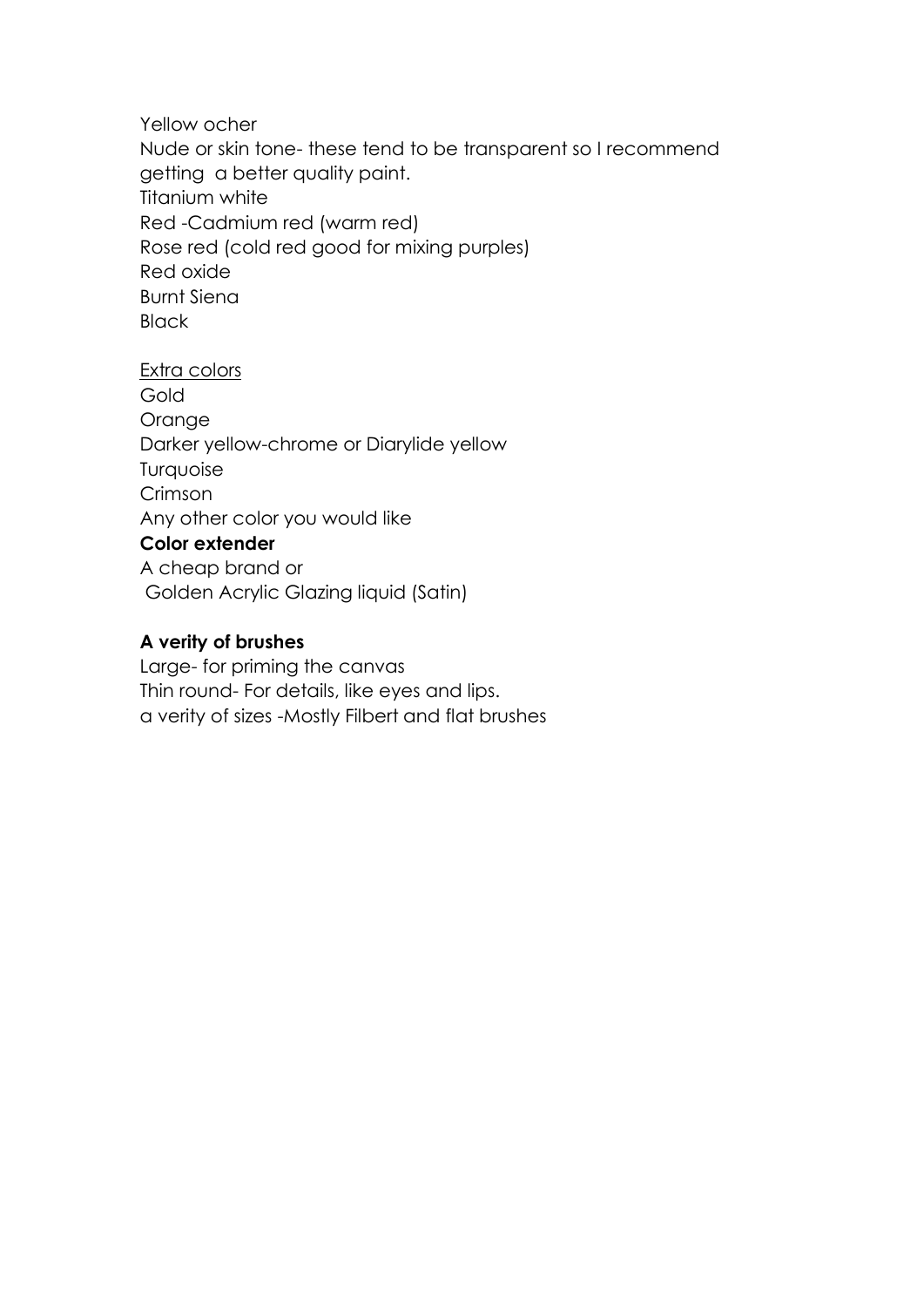Yellow ocher
Nude or skin tone- these tend to be transparent so I recommend getting a better quality paint.
Titanium white
Red -Cadmium red (warm red)
Rose red (cold red good for mixing purples)
Red oxide
Burnt Siena
Black

<u>Extra colors</u>
Gold
Orange
Darker yellow-chrome or Diarylide yellow
Turquoise
Crimson
Any other color you would like
**Color extender**
A cheap brand or
Golden Acrylic Glazing liquid (Satin)

**A verity of brushes**
Large- for priming the canvas
Thin round- For details, like eyes and lips.
a verity of sizes -Mostly Filbert and flat brushes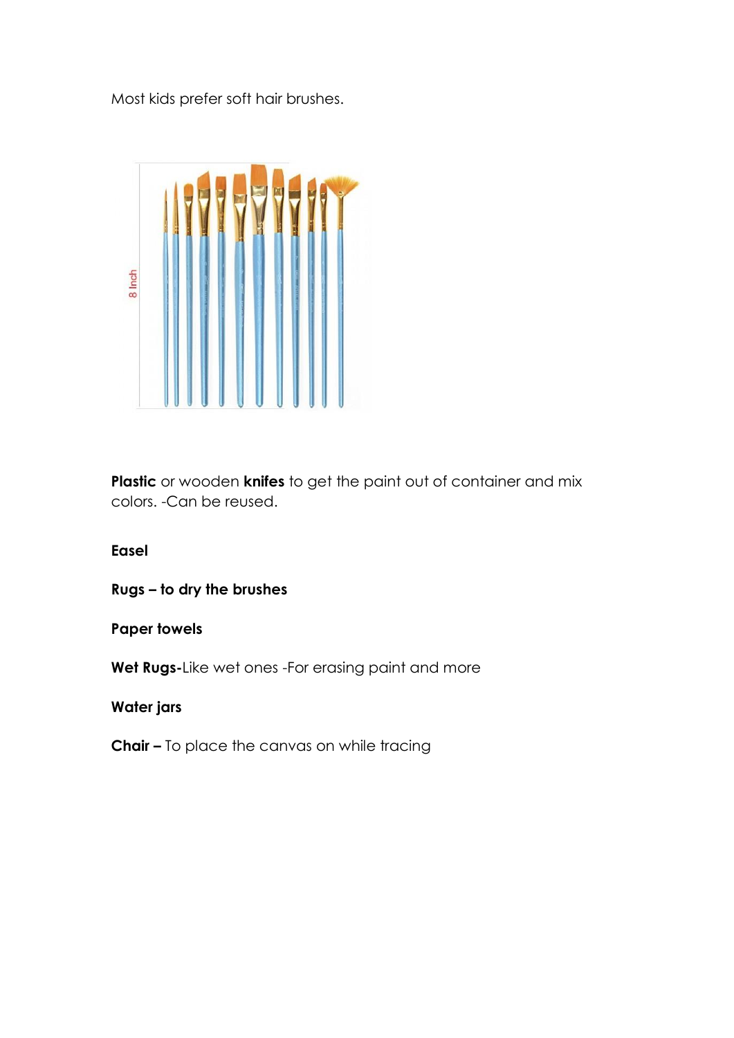Most kids prefer soft hair brushes.

**Plastic** or wooden **knifes** to get the paint out of container and mix colors. -Can be reused.

**Easel**

**Rugs – to dry the brushes**

**Paper towels**

**Wet Rugs-**Like wet ones -For erasing paint and more

**Water jars**

**Chair –** To place the canvas on while tracing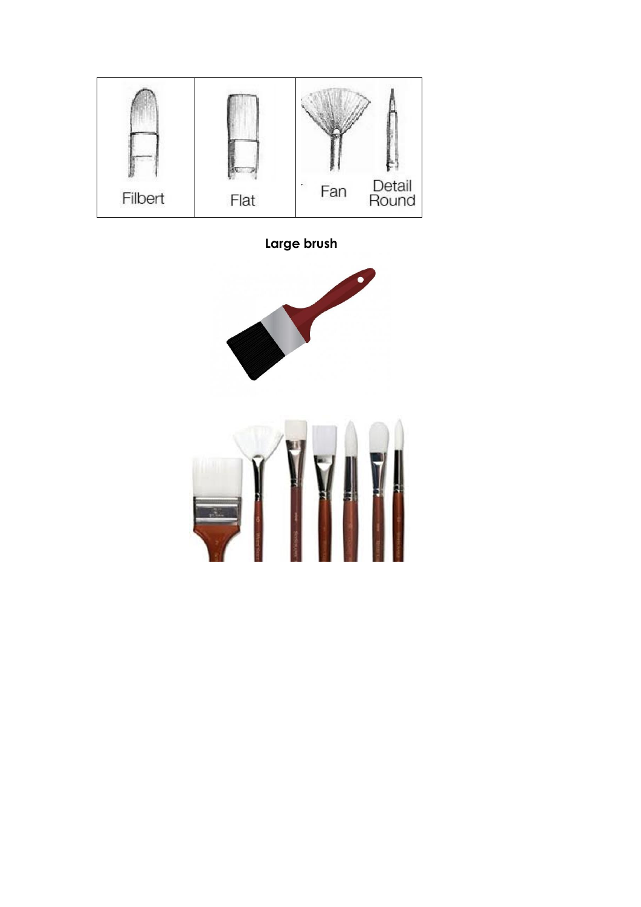Filbert

Flat

Fan

Detail Round

**Large brush**